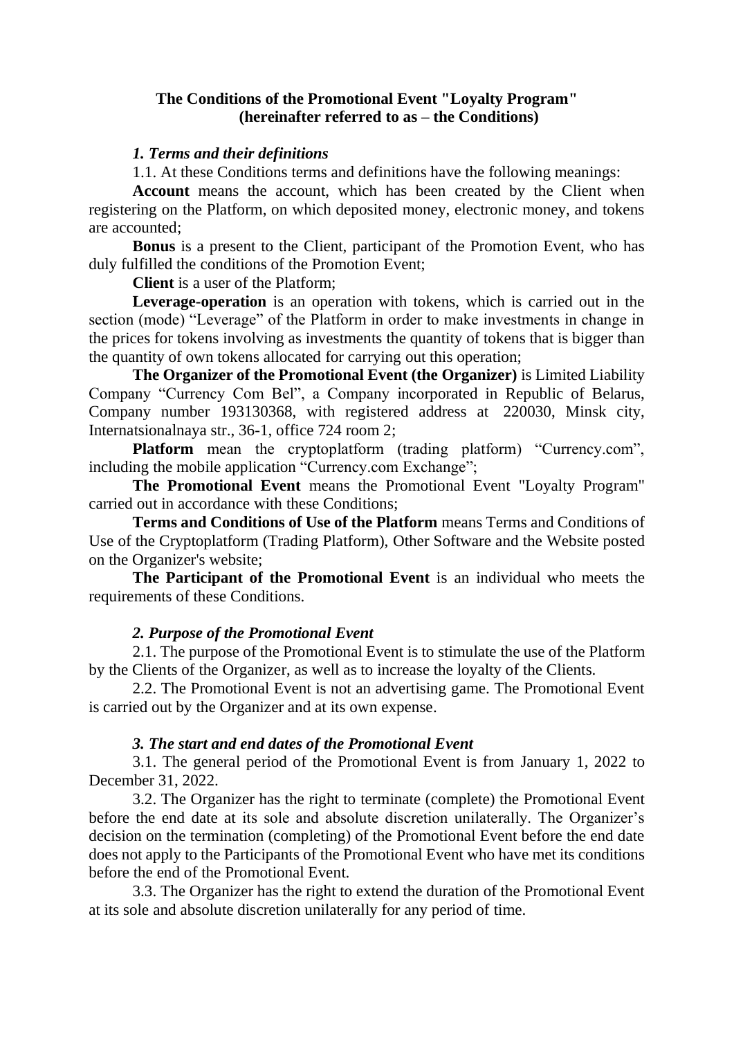**The Conditions of the Promotional Event "Loyalty Program"
(hereinafter referred to as – the Conditions)**

### *1. Terms and their definitions*

1.1. At these Conditions terms and definitions have the following meanings:

**Account** means the account, which has been created by the Client when registering on the Platform, on which deposited money, electronic money, and tokens are accounted;

**Bonus** is a present to the Client, participant of the Promotion Event, who has duly fulfilled the conditions of the Promotion Event;

**Client** is a user of the Platform;

**Leverage-operation** is an operation with tokens, which is carried out in the section (mode) "Leverage" of the Platform in order to make investments in change in the prices for tokens involving as investments the quantity of tokens that is bigger than the quantity of own tokens allocated for carrying out this operation;

**The Organizer of the Promotional Event (the Organizer)** is Limited Liability Company "Currency Com Bel", a Company incorporated in Republic of Belarus, Company number 193130368, with registered address at 220030, Minsk city, Internatsionalnaya str., 36-1, office 724 room 2;

**Platform** mean the cryptoplatform (trading platform) "Currency.com", including the mobile application "Currency.com Exchange";

**The Promotional Event** means the Promotional Event "Loyalty Program" carried out in accordance with these Conditions;

**Terms and Conditions of Use of the Platform** means Terms and Conditions of Use of the Cryptoplatform (Trading Platform), Other Software and the Website posted on the Organizer's website;

**The Participant of the Promotional Event** is an individual who meets the requirements of these Conditions.

### *2. Purpose of the Promotional Event*

2.1. The purpose of the Promotional Event is to stimulate the use of the Platform by the Clients of the Organizer, as well as to increase the loyalty of the Clients.

2.2. The Promotional Event is not an advertising game. The Promotional Event is carried out by the Organizer and at its own expense.

### *3. The start and end dates of the Promotional Event*

3.1. The general period of the Promotional Event is from January 1, 2022 to December 31, 2022.

3.2. The Organizer has the right to terminate (complete) the Promotional Event before the end date at its sole and absolute discretion unilaterally. The Organizer's decision on the termination (completing) of the Promotional Event before the end date does not apply to the Participants of the Promotional Event who have met its conditions before the end of the Promotional Event.

3.3. The Organizer has the right to extend the duration of the Promotional Event at its sole and absolute discretion unilaterally for any period of time.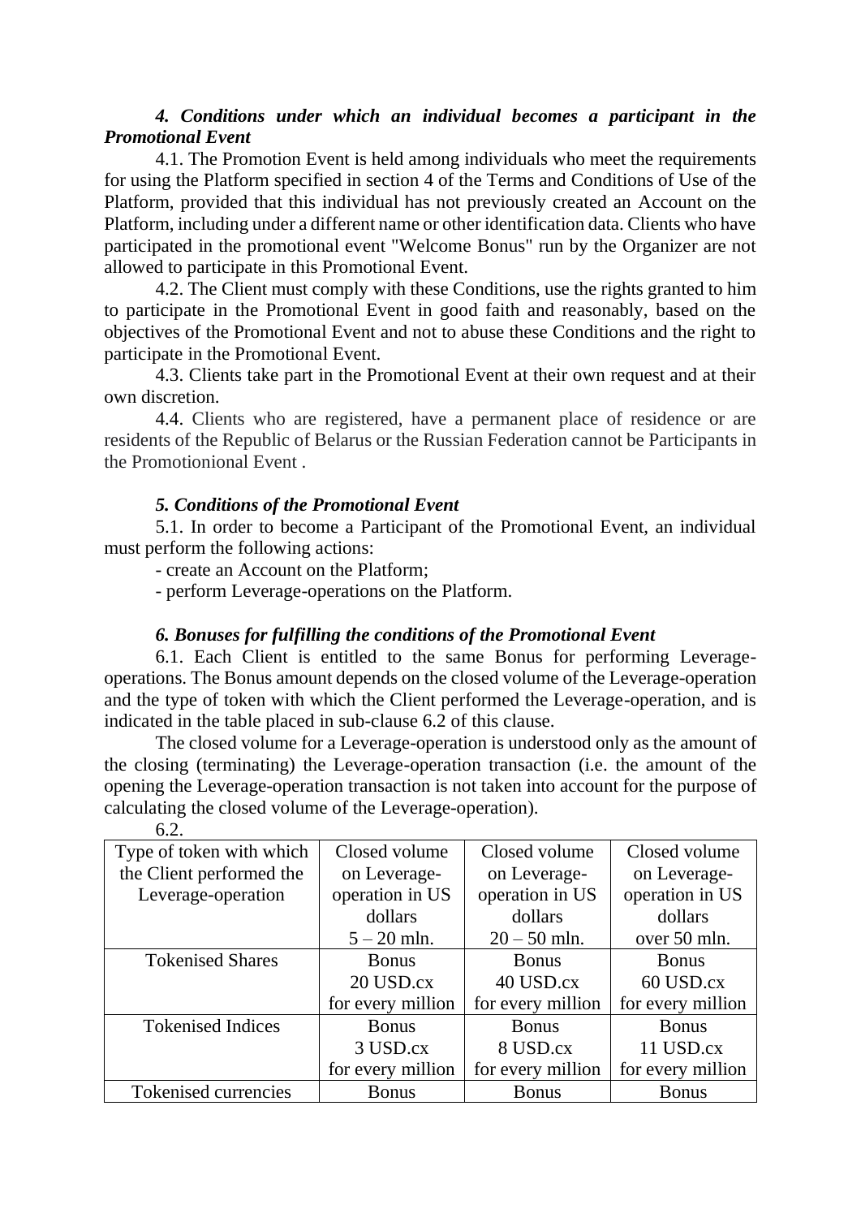### *4. Conditions under which an individual becomes a participant in the Promotional Event*

4.1. The Promotion Event is held among individuals who meet the requirements for using the Platform specified in section 4 of the Terms and Conditions of Use of the Platform, provided that this individual has not previously created an Account on the Platform, including under a different name or other identification data. Clients who have participated in the promotional event "Welcome Bonus" run by the Organizer are not allowed to participate in this Promotional Event.

4.2. The Client must comply with these Conditions, use the rights granted to him to participate in the Promotional Event in good faith and reasonably, based on the objectives of the Promotional Event and not to abuse these Conditions and the right to participate in the Promotional Event.

4.3. Clients take part in the Promotional Event at their own request and at their own discretion.

4.4. Clients who are registered, have a permanent place of residence or are residents of the Republic of Belarus or the Russian Federation cannot be Participants in the Promotionional Event .

### *5. Conditions of the Promotional Event*

5.1. In order to become a Participant of the Promotional Event, an individual must perform the following actions:

- create an Account on the Platform;
- perform Leverage-operations on the Platform.

### *6. Bonuses for fulfilling the conditions of the Promotional Event*

6.1. Each Client is entitled to the same Bonus for performing Leverage-operations. The Bonus amount depends on the closed volume of the Leverage-operation and the type of token with which the Client performed the Leverage-operation, and is indicated in the table placed in sub-clause 6.2 of this clause.

The closed volume for a Leverage-operation is understood only as the amount of the closing (terminating) the Leverage-operation transaction (i.e. the amount of the opening the Leverage-operation transaction is not taken into account for the purpose of calculating the closed volume of the Leverage-operation).

6.2.

| Type of token with which the Client performed the Leverage-operation | Closed volume on Leverage-operation in US dollars 5 – 20 mln. | Closed volume on Leverage-operation in US dollars 20 – 50 mln. | Closed volume on Leverage-operation in US dollars over 50 mln. |
|---|---|---|---|
| Tokenised Shares | Bonus 20 USD.cx for every million | Bonus 40 USD.cx for every million | Bonus 60 USD.cx for every million |
| Tokenised Indices | Bonus 3 USD.cx for every million | Bonus 8 USD.cx for every million | Bonus 11 USD.cx for every million |
| Tokenised currencies | Bonus | Bonus | Bonus |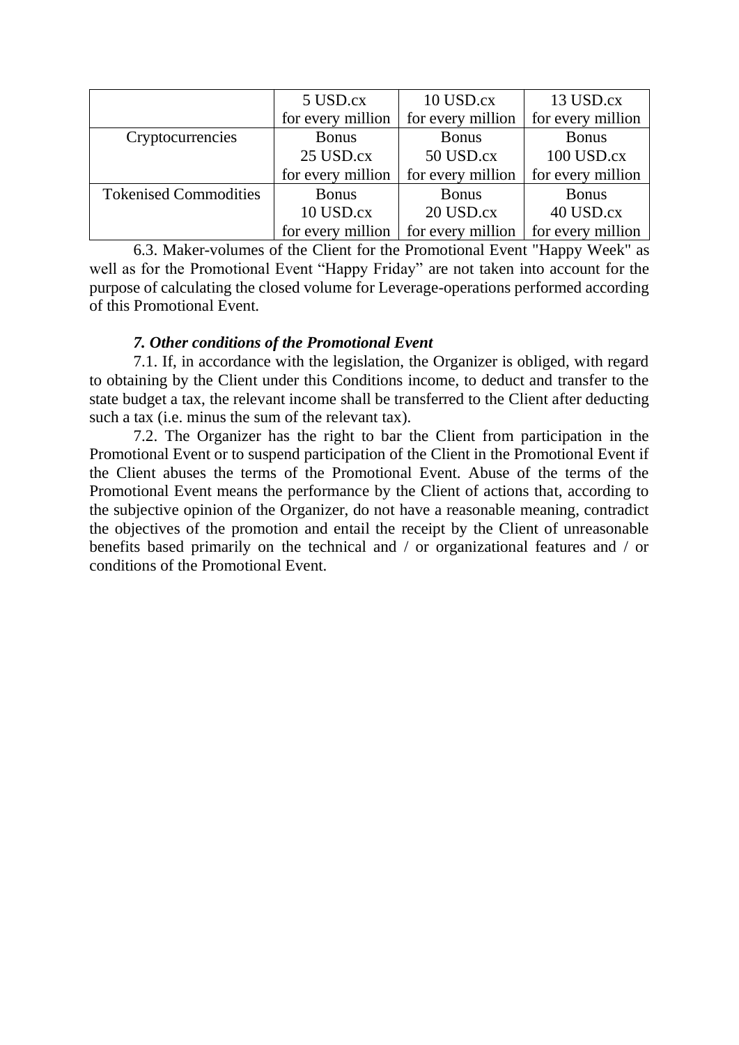| | | | |
|---|---|---|---|
| | 5 USD.cx for every million | 10 USD.cx for every million | 13 USD.cx for every million |
| Cryptocurrencies | Bonus 25 USD.cx for every million | Bonus 50 USD.cx for every million | Bonus 100 USD.cx for every million |
| Tokenised Commodities | Bonus 10 USD.cx for every million | Bonus 20 USD.cx for every million | Bonus 40 USD.cx for every million |

6.3. Maker-volumes of the Client for the Promotional Event "Happy Week" as well as for the Promotional Event “Happy Friday” are not taken into account for the purpose of calculating the closed volume for Leverage-operations performed according of this Promotional Event.

***7. Other conditions of the Promotional Event***

7.1. If, in accordance with the legislation, the Organizer is obliged, with regard to obtaining by the Client under this Conditions income, to deduct and transfer to the state budget a tax, the relevant income shall be transferred to the Client after deducting such a tax (i.e. minus the sum of the relevant tax).

7.2. The Organizer has the right to bar the Client from participation in the Promotional Event or to suspend participation of the Client in the Promotional Event if the Client abuses the terms of the Promotional Event. Abuse of the terms of the Promotional Event means the performance by the Client of actions that, according to the subjective opinion of the Organizer, do not have a reasonable meaning, contradict the objectives of the promotion and entail the receipt by the Client of unreasonable benefits based primarily on the technical and / or organizational features and / or conditions of the Promotional Event.